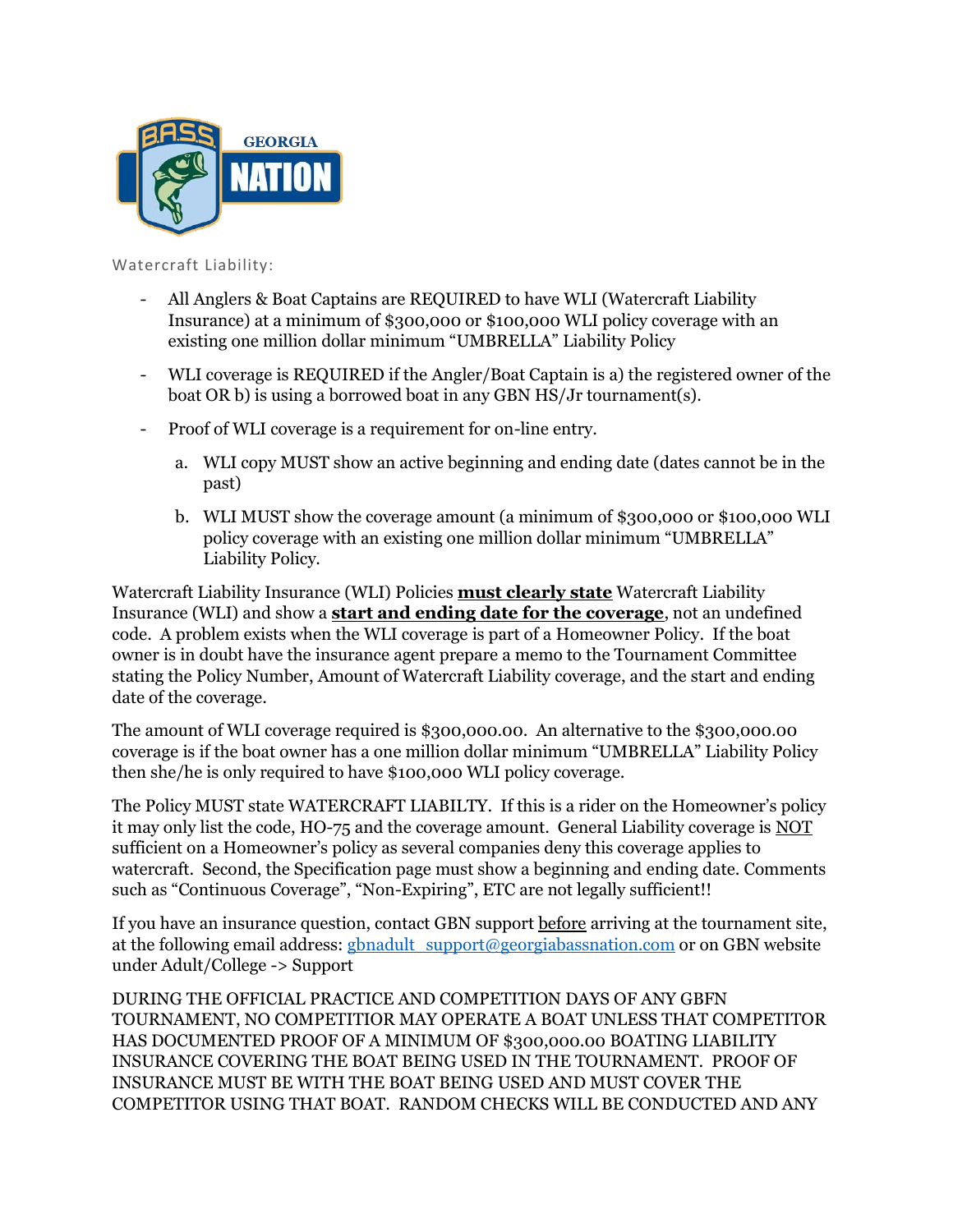Watercraft Liability:

- All Anglers & Boat Captains are REQUIRED to have WLI (Watercraft Liability Insurance) at a minimum of $300,000 or $100,000 WLI policy coverage with an existing one million dollar minimum "UMBRELLA" Liability Policy
- WLI coverage is REQUIRED if the Angler/Boat Captain is a) the registered owner of the boat OR b) is using a borrowed boat in any GBN HS/Jr tournament(s).
- Proof of WLI coverage is a requirement for on-line entry.
  a. WLI copy MUST show an active beginning and ending date (dates cannot be in the past)
  b. WLI MUST show the coverage amount (a minimum of $300,000 or $100,000 WLI policy coverage with an existing one million dollar minimum "UMBRELLA" Liability Policy.

Watercraft Liability Insurance (WLI) Policies **must clearly state** Watercraft Liability Insurance (WLI) and show a **start and ending date for the coverage**, not an undefined code. A problem exists when the WLI coverage is part of a Homeowner Policy. If the boat owner is in doubt have the insurance agent prepare a memo to the Tournament Committee stating the Policy Number, Amount of Watercraft Liability coverage, and the start and ending date of the coverage.

The amount of WLI coverage required is $300,000.00. An alternative to the $300,000.00 coverage is if the boat owner has a one million dollar minimum "UMBRELLA" Liability Policy then she/he is only required to have $100,000 WLI policy coverage.

The Policy MUST state WATERCRAFT LIABILTY. If this is a rider on the Homeowner's policy it may only list the code, HO-75 and the coverage amount. General Liability coverage is NOT sufficient on a Homeowner's policy as several companies deny this coverage applies to watercraft. Second, the Specification page must show a beginning and ending date. Comments such as "Continuous Coverage", "Non-Expiring", ETC are not legally sufficient!!

If you have an insurance question, contact GBN support before arriving at the tournament site, at the following email address: gbnadult_support@georgiabassnation.com or on GBN website under Adult/College -> Support

DURING THE OFFICIAL PRACTICE AND COMPETITION DAYS OF ANY GBFN TOURNAMENT, NO COMPETITIOR MAY OPERATE A BOAT UNLESS THAT COMPETITOR HAS DOCUMENTED PROOF OF A MINIMUM OF $300,000.00 BOATING LIABILITY INSURANCE COVERING THE BOAT BEING USED IN THE TOURNAMENT. PROOF OF INSURANCE MUST BE WITH THE BOAT BEING USED AND MUST COVER THE COMPETITOR USING THAT BOAT. RANDOM CHECKS WILL BE CONDUCTED AND ANY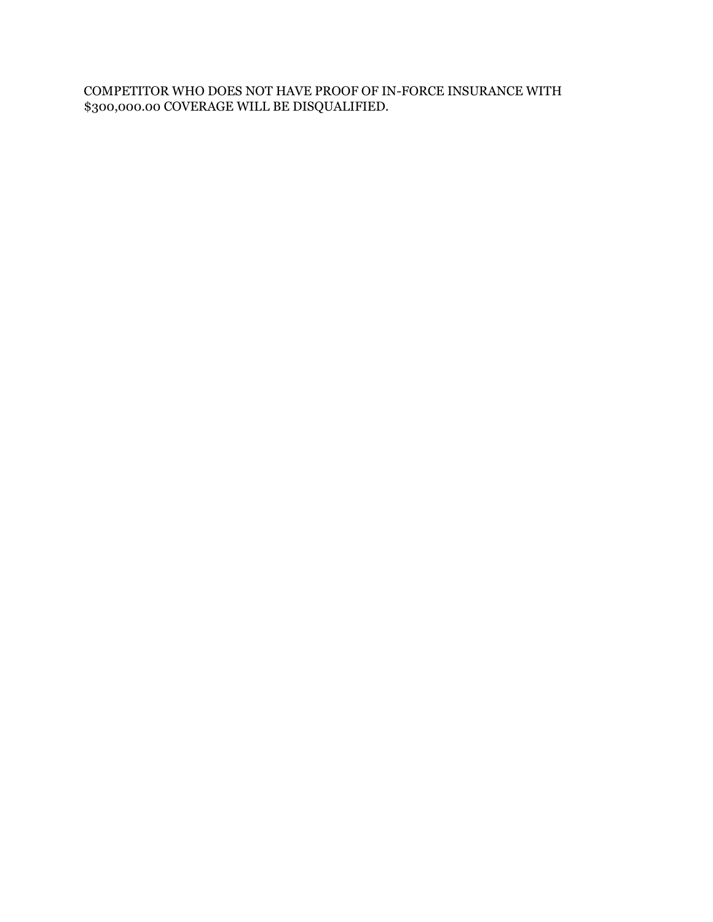COMPETITOR WHO DOES NOT HAVE PROOF OF IN-FORCE INSURANCE WITH $300,000.00 COVERAGE WILL BE DISQUALIFIED.